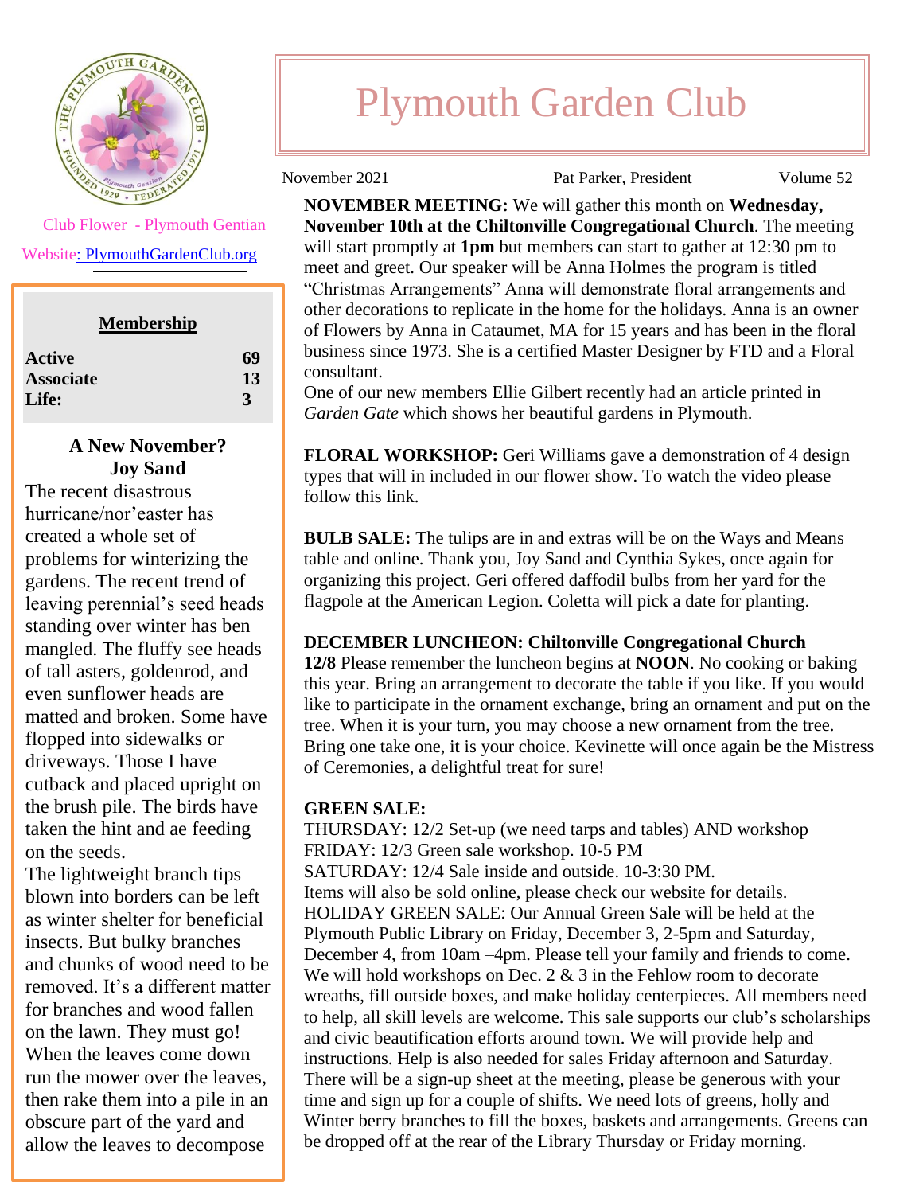# Plymouth Garden Club

November 2021 | Pat Parker, President | Volume 52

Club Flower - Plymouth Gentian

Website: PlymouthGardenClub.org

**Membership**

| | |
|---|---|
| **Active** | **69** |
| **Associate** | **13** |
| **Life:** | **3** |

### A New November?
### Joy Sand

The recent disastrous hurricane/nor'easter has created a whole set of problems for winterizing the gardens. The recent trend of leaving perennial's seed heads standing over winter has ben mangled. The fluffy see heads of tall asters, goldenrod, and even sunflower heads are matted and broken. Some have flopped into sidewalks or driveways. Those I have cutback and placed upright on the brush pile. The birds have taken the hint and ae feeding on the seeds.

The lightweight branch tips blown into borders can be left as winter shelter for beneficial insects. But bulky branches and chunks of wood need to be removed. It's a different matter for branches and wood fallen on the lawn. They must go! When the leaves come down run the mower over the leaves, then rake them into a pile in an obscure part of the yard and allow the leaves to decompose

**NOVEMBER MEETING:** We will gather this month on **Wednesday, November 10th at the Chiltonville Congregational Church**. The meeting will start promptly at **1pm** but members can start to gather at 12:30 pm to meet and greet. Our speaker will be Anna Holmes the program is titled "Christmas Arrangements" Anna will demonstrate floral arrangements and other decorations to replicate in the home for the holidays. Anna is an owner of Flowers by Anna in Cataumet, MA for 15 years and has been in the floral business since 1973. She is a certified Master Designer by FTD and a Floral consultant.

One of our new members Ellie Gilbert recently had an article printed in *Garden Gate* which shows her beautiful gardens in Plymouth.

**FLORAL WORKSHOP:** Geri Williams gave a demonstration of 4 design types that will in included in our flower show. To watch the video please follow this link.

**BULB SALE:** The tulips are in and extras will be on the Ways and Means table and online. Thank you, Joy Sand and Cynthia Sykes, once again for organizing this project. Geri offered daffodil bulbs from her yard for the flagpole at the American Legion. Coletta will pick a date for planting.

**DECEMBER LUNCHEON: Chiltonville Congregational Church**

**12/8** Please remember the luncheon begins at **NOON**. No cooking or baking this year. Bring an arrangement to decorate the table if you like. If you would like to participate in the ornament exchange, bring an ornament and put on the tree. When it is your turn, you may choose a new ornament from the tree. Bring one take one, it is your choice. Kevinette will once again be the Mistress of Ceremonies, a delightful treat for sure!

**GREEN SALE:**

THURSDAY: 12/2 Set-up (we need tarps and tables) AND workshop

FRIDAY: 12/3 Green sale workshop. 10-5 PM

SATURDAY: 12/4 Sale inside and outside. 10-3:30 PM.

Items will also be sold online, please check our website for details.

HOLIDAY GREEN SALE: Our Annual Green Sale will be held at the Plymouth Public Library on Friday, December 3, 2-5pm and Saturday, December 4, from 10am –4pm. Please tell your family and friends to come. We will hold workshops on Dec. 2 & 3 in the Fehlow room to decorate wreaths, fill outside boxes, and make holiday centerpieces. All members need to help, all skill levels are welcome. This sale supports our club's scholarships and civic beautification efforts around town. We will provide help and instructions. Help is also needed for sales Friday afternoon and Saturday. There will be a sign-up sheet at the meeting, please be generous with your time and sign up for a couple of shifts. We need lots of greens, holly and Winter berry branches to fill the boxes, baskets and arrangements. Greens can be dropped off at the rear of the Library Thursday or Friday morning.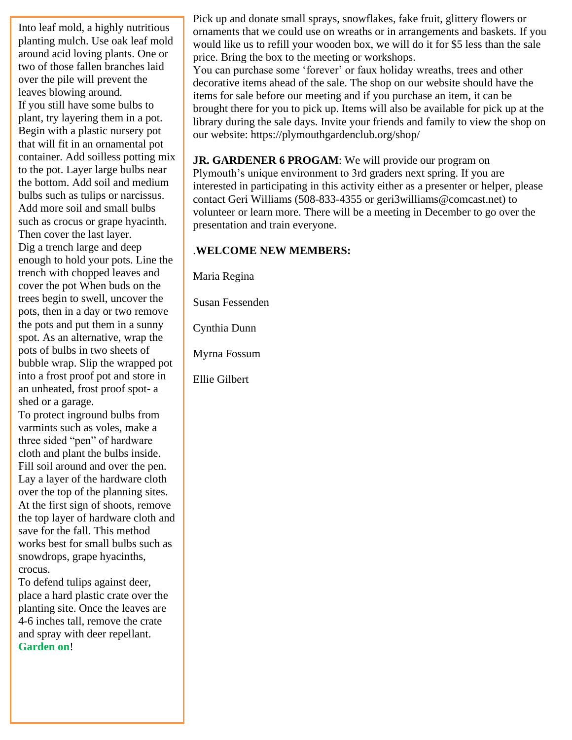Into leaf mold, a highly nutritious planting mulch. Use oak leaf mold around acid loving plants. One or two of those fallen branches laid over the pile will prevent the leaves blowing around.

If you still have some bulbs to plant, try layering them in a pot. Begin with a plastic nursery pot that will fit in an ornamental pot container. Add soilless potting mix to the pot. Layer large bulbs near the bottom. Add soil and medium bulbs such as tulips or narcissus. Add more soil and small bulbs such as crocus or grape hyacinth. Then cover the last layer.

Dig a trench large and deep enough to hold your pots. Line the trench with chopped leaves and cover the pot When buds on the trees begin to swell, uncover the pots, then in a day or two remove the pots and put them in a sunny spot. As an alternative, wrap the pots of bulbs in two sheets of bubble wrap. Slip the wrapped pot into a frost proof pot and store in an unheated, frost proof spot- a shed or a garage.

To protect inground bulbs from varmints such as voles, make a three sided “pen” of hardware cloth and plant the bulbs inside. Fill soil around and over the pen. Lay a layer of the hardware cloth over the top of the planning sites. At the first sign of shoots, remove the top layer of hardware cloth and save for the fall. This method works best for small bulbs such as snowdrops, grape hyacinths, crocus.

To defend tulips against deer, place a hard plastic crate over the planting site. Once the leaves are 4-6 inches tall, remove the crate and spray with deer repellant.

**Garden on**!

Pick up and donate small sprays, snowflakes, fake fruit, glittery flowers or ornaments that we could use on wreaths or in arrangements and baskets. If you would like us to refill your wooden box, we will do it for $5 less than the sale price. Bring the box to the meeting or workshops.

You can purchase some ‘forever’ or faux holiday wreaths, trees and other decorative items ahead of the sale. The shop on our website should have the items for sale before our meeting and if you purchase an item, it can be brought there for you to pick up. Items will also be available for pick up at the library during the sale days. Invite your friends and family to view the shop on our website: https://plymouthgardenclub.org/shop/

**JR. GARDENER 6 PROGAM**: We will provide our program on Plymouth’s unique environment to 3rd graders next spring. If you are interested in participating in this activity either as a presenter or helper, please contact Geri Williams (508-833-4355 or geri3williams@comcast.net) to volunteer or learn more. There will be a meeting in December to go over the presentation and train everyone.

.**WELCOME NEW MEMBERS:**

Maria Regina

Susan Fessenden

Cynthia Dunn

Myrna Fossum

Ellie Gilbert